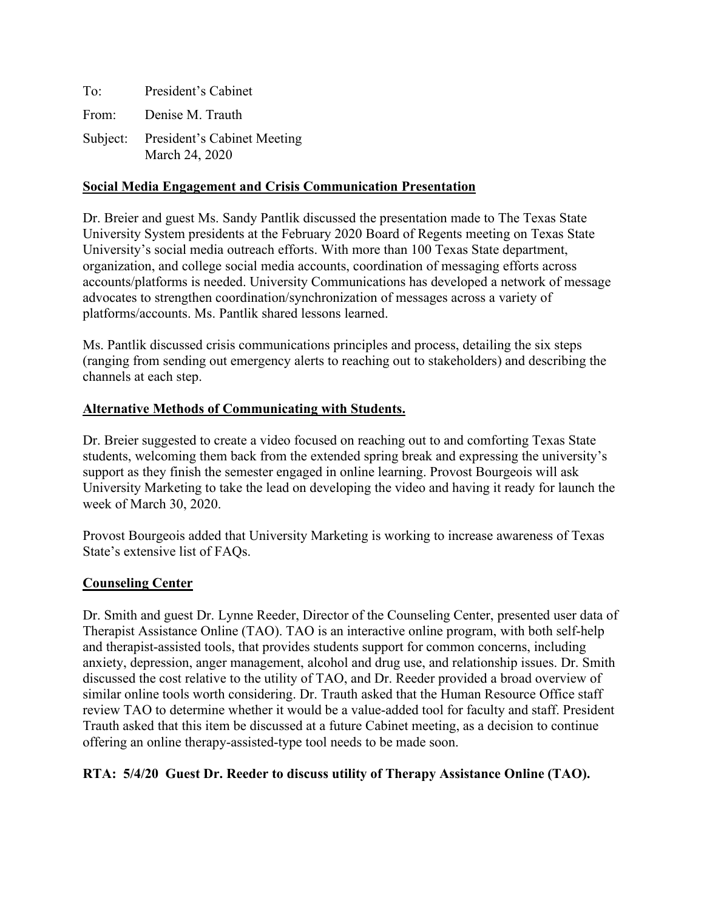To: President's Cabinet

From: Denise M. Trauth

Subject: President's Cabinet Meeting
March 24, 2020

**Social Media Engagement and Crisis Communication Presentation**

Dr. Breier and guest Ms. Sandy Pantlik discussed the presentation made to The Texas State University System presidents at the February 2020 Board of Regents meeting on Texas State University's social media outreach efforts. With more than 100 Texas State department, organization, and college social media accounts, coordination of messaging efforts across accounts/platforms is needed. University Communications has developed a network of message advocates to strengthen coordination/synchronization of messages across a variety of platforms/accounts. Ms. Pantlik shared lessons learned.

Ms. Pantlik discussed crisis communications principles and process, detailing the six steps (ranging from sending out emergency alerts to reaching out to stakeholders) and describing the channels at each step.

**Alternative Methods of Communicating with Students.**

Dr. Breier suggested to create a video focused on reaching out to and comforting Texas State students, welcoming them back from the extended spring break and expressing the university's support as they finish the semester engaged in online learning. Provost Bourgeois will ask University Marketing to take the lead on developing the video and having it ready for launch the week of March 30, 2020.

Provost Bourgeois added that University Marketing is working to increase awareness of Texas State's extensive list of FAQs.

**Counseling Center**

Dr. Smith and guest Dr. Lynne Reeder, Director of the Counseling Center, presented user data of Therapist Assistance Online (TAO). TAO is an interactive online program, with both self-help and therapist-assisted tools, that provides students support for common concerns, including anxiety, depression, anger management, alcohol and drug use, and relationship issues. Dr. Smith discussed the cost relative to the utility of TAO, and Dr. Reeder provided a broad overview of similar online tools worth considering. Dr. Trauth asked that the Human Resource Office staff review TAO to determine whether it would be a value-added tool for faculty and staff. President Trauth asked that this item be discussed at a future Cabinet meeting, as a decision to continue offering an online therapy-assisted-type tool needs to be made soon.

**RTA: 5/4/20 Guest Dr. Reeder to discuss utility of Therapy Assistance Online (TAO).**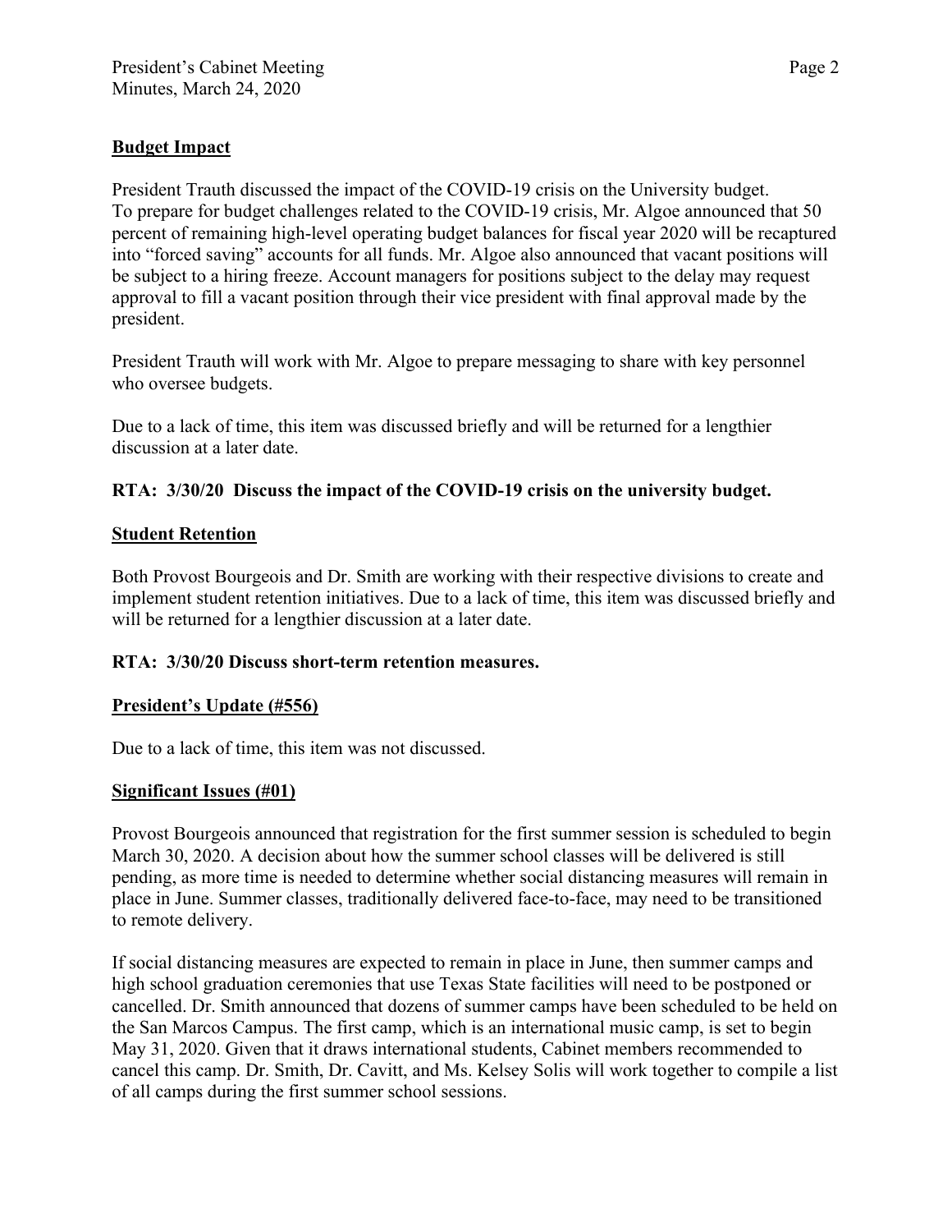**Budget Impact**

President Trauth discussed the impact of the COVID-19 crisis on the University budget. To prepare for budget challenges related to the COVID-19 crisis, Mr. Algoe announced that 50 percent of remaining high-level operating budget balances for fiscal year 2020 will be recaptured into "forced saving" accounts for all funds. Mr. Algoe also announced that vacant positions will be subject to a hiring freeze. Account managers for positions subject to the delay may request approval to fill a vacant position through their vice president with final approval made by the president.

President Trauth will work with Mr. Algoe to prepare messaging to share with key personnel who oversee budgets.

Due to a lack of time, this item was discussed briefly and will be returned for a lengthier discussion at a later date.

**RTA: 3/30/20 Discuss the impact of the COVID-19 crisis on the university budget.**

**Student Retention**

Both Provost Bourgeois and Dr. Smith are working with their respective divisions to create and implement student retention initiatives. Due to a lack of time, this item was discussed briefly and will be returned for a lengthier discussion at a later date.

**RTA: 3/30/20 Discuss short-term retention measures.**

**President's Update (#556)**

Due to a lack of time, this item was not discussed.

**Significant Issues (#01)**

Provost Bourgeois announced that registration for the first summer session is scheduled to begin March 30, 2020. A decision about how the summer school classes will be delivered is still pending, as more time is needed to determine whether social distancing measures will remain in place in June. Summer classes, traditionally delivered face-to-face, may need to be transitioned to remote delivery.

If social distancing measures are expected to remain in place in June, then summer camps and high school graduation ceremonies that use Texas State facilities will need to be postponed or cancelled. Dr. Smith announced that dozens of summer camps have been scheduled to be held on the San Marcos Campus. The first camp, which is an international music camp, is set to begin May 31, 2020. Given that it draws international students, Cabinet members recommended to cancel this camp. Dr. Smith, Dr. Cavitt, and Ms. Kelsey Solis will work together to compile a list of all camps during the first summer school sessions.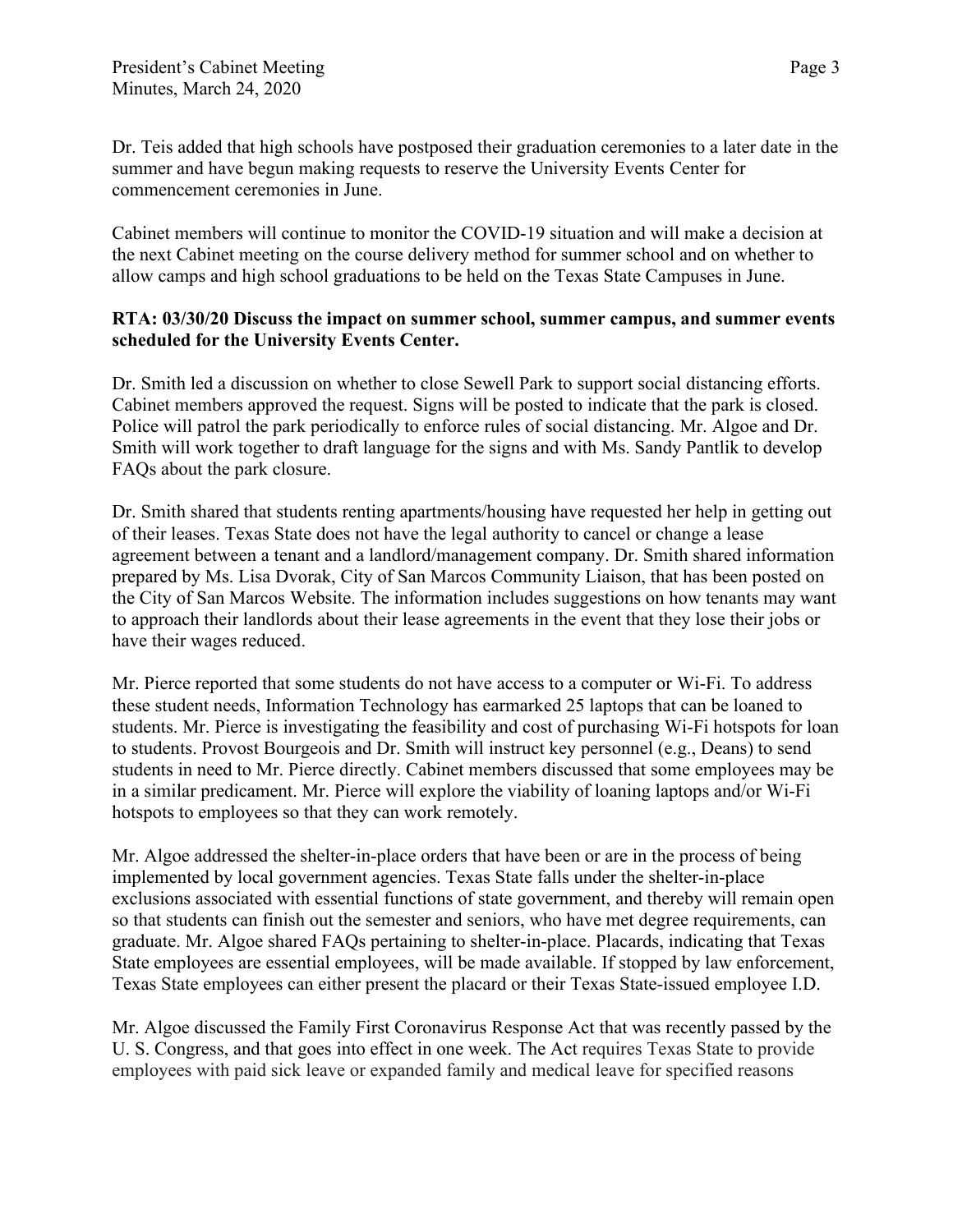Dr. Teis added that high schools have postposed their graduation ceremonies to a later date in the summer and have begun making requests to reserve the University Events Center for commencement ceremonies in June.

Cabinet members will continue to monitor the COVID-19 situation and will make a decision at the next Cabinet meeting on the course delivery method for summer school and on whether to allow camps and high school graduations to be held on the Texas State Campuses in June.

**RTA: 03/30/20 Discuss the impact on summer school, summer campus, and summer events scheduled for the University Events Center.**

Dr. Smith led a discussion on whether to close Sewell Park to support social distancing efforts. Cabinet members approved the request. Signs will be posted to indicate that the park is closed. Police will patrol the park periodically to enforce rules of social distancing. Mr. Algoe and Dr. Smith will work together to draft language for the signs and with Ms. Sandy Pantlik to develop FAQs about the park closure.

Dr. Smith shared that students renting apartments/housing have requested her help in getting out of their leases. Texas State does not have the legal authority to cancel or change a lease agreement between a tenant and a landlord/management company. Dr. Smith shared information prepared by Ms. Lisa Dvorak, City of San Marcos Community Liaison, that has been posted on the City of San Marcos Website. The information includes suggestions on how tenants may want to approach their landlords about their lease agreements in the event that they lose their jobs or have their wages reduced.

Mr. Pierce reported that some students do not have access to a computer or Wi-Fi. To address these student needs, Information Technology has earmarked 25 laptops that can be loaned to students. Mr. Pierce is investigating the feasibility and cost of purchasing Wi-Fi hotspots for loan to students. Provost Bourgeois and Dr. Smith will instruct key personnel (e.g., Deans) to send students in need to Mr. Pierce directly. Cabinet members discussed that some employees may be in a similar predicament. Mr. Pierce will explore the viability of loaning laptops and/or Wi-Fi hotspots to employees so that they can work remotely.

Mr. Algoe addressed the shelter-in-place orders that have been or are in the process of being implemented by local government agencies. Texas State falls under the shelter-in-place exclusions associated with essential functions of state government, and thereby will remain open so that students can finish out the semester and seniors, who have met degree requirements, can graduate. Mr. Algoe shared FAQs pertaining to shelter-in-place. Placards, indicating that Texas State employees are essential employees, will be made available. If stopped by law enforcement, Texas State employees can either present the placard or their Texas State-issued employee I.D.

Mr. Algoe discussed the Family First Coronavirus Response Act that was recently passed by the U. S. Congress, and that goes into effect in one week. The Act requires Texas State to provide employees with paid sick leave or expanded family and medical leave for specified reasons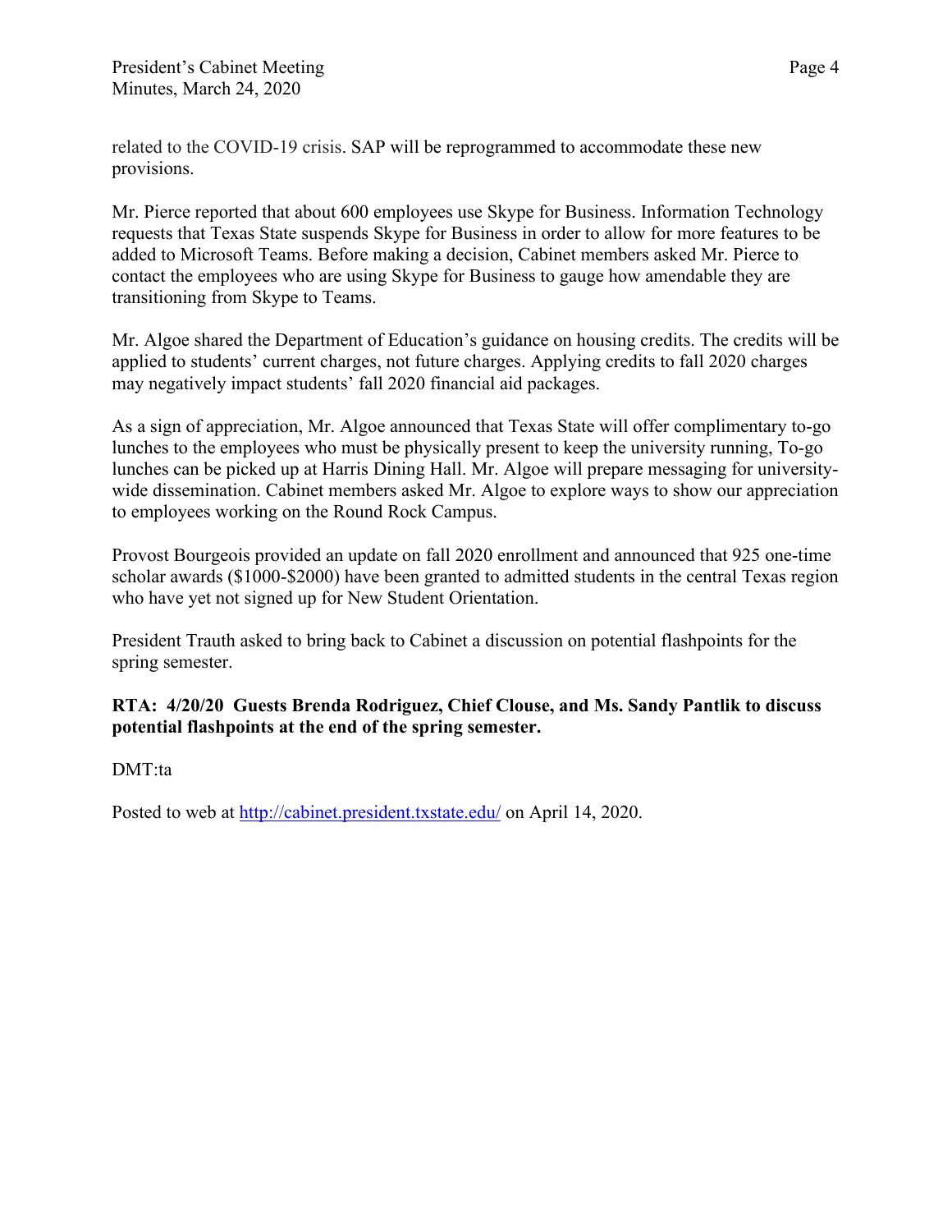related to the COVID-19 crisis. SAP will be reprogrammed to accommodate these new provisions.

Mr. Pierce reported that about 600 employees use Skype for Business. Information Technology requests that Texas State suspends Skype for Business in order to allow for more features to be added to Microsoft Teams. Before making a decision, Cabinet members asked Mr. Pierce to contact the employees who are using Skype for Business to gauge how amendable they are transitioning from Skype to Teams.

Mr. Algoe shared the Department of Education's guidance on housing credits. The credits will be applied to students' current charges, not future charges. Applying credits to fall 2020 charges may negatively impact students' fall 2020 financial aid packages.

As a sign of appreciation, Mr. Algoe announced that Texas State will offer complimentary to-go lunches to the employees who must be physically present to keep the university running, To-go lunches can be picked up at Harris Dining Hall. Mr. Algoe will prepare messaging for university-wide dissemination. Cabinet members asked Mr. Algoe to explore ways to show our appreciation to employees working on the Round Rock Campus.

Provost Bourgeois provided an update on fall 2020 enrollment and announced that 925 one-time scholar awards ($1000-$2000) have been granted to admitted students in the central Texas region who have yet not signed up for New Student Orientation.

President Trauth asked to bring back to Cabinet a discussion on potential flashpoints for the spring semester.

**RTA: 4/20/20 Guests Brenda Rodriguez, Chief Clouse, and Ms. Sandy Pantlik to discuss potential flashpoints at the end of the spring semester.**

DMT:ta

Posted to web at http://cabinet.president.txstate.edu/ on April 14, 2020.